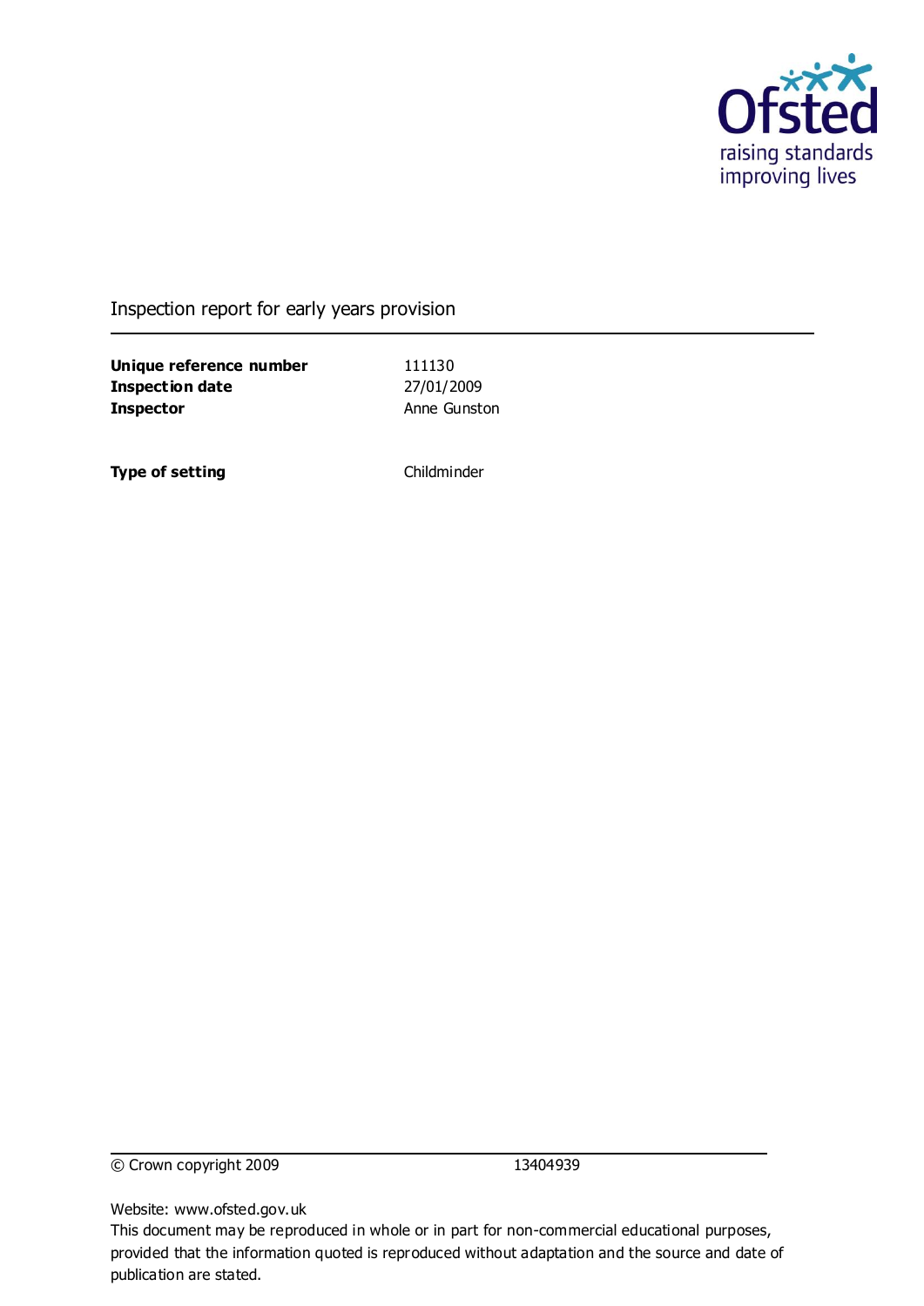Ofsted
raising standards
improving lives

Inspection report for early years provision

| | |
|---|---|
| **Unique reference number** | 111130 |
| **Inspection date** | 27/01/2009 |
| **Inspector** | Anne Gunston |

| | |
|---|---|
| **Type of setting** | Childminder |

© Crown copyright 2009 13404939

Website: www.ofsted.gov.uk

This document may be reproduced in whole or in part for non-commercial educational purposes, provided that the information quoted is reproduced without adaptation and the source and date of publication are stated.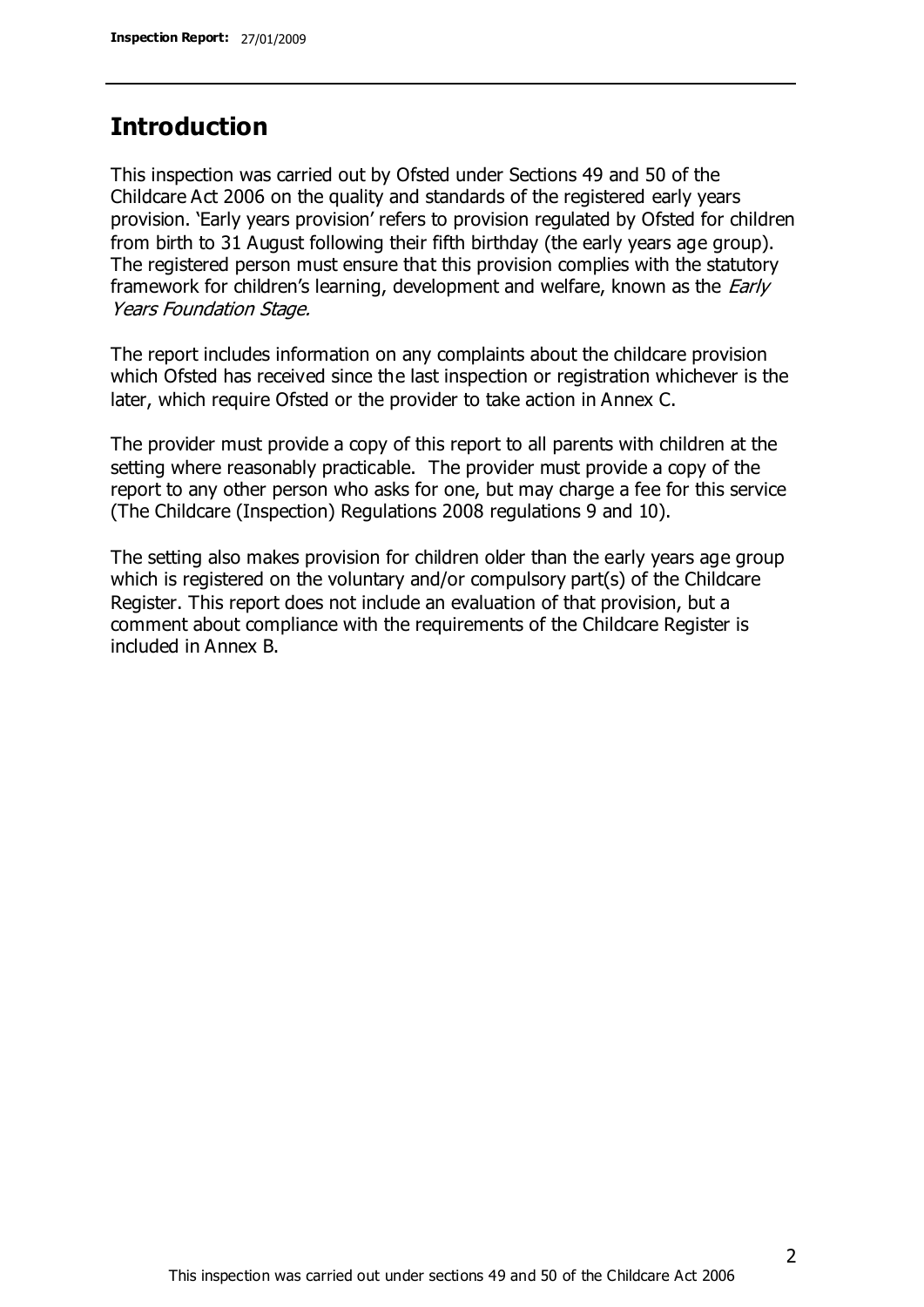## Introduction

This inspection was carried out by Ofsted under Sections 49 and 50 of the Childcare Act 2006 on the quality and standards of the registered early years provision. 'Early years provision' refers to provision regulated by Ofsted for children from birth to 31 August following their fifth birthday (the early years age group). The registered person must ensure that this provision complies with the statutory framework for children's learning, development and welfare, known as the *Early Years Foundation Stage*.

The report includes information on any complaints about the childcare provision which Ofsted has received since the last inspection or registration whichever is the later, which require Ofsted or the provider to take action in Annex C.

The provider must provide a copy of this report to all parents with children at the setting where reasonably practicable. The provider must provide a copy of the report to any other person who asks for one, but may charge a fee for this service (The Childcare (Inspection) Regulations 2008 regulations 9 and 10).

The setting also makes provision for children older than the early years age group which is registered on the voluntary and/or compulsory part(s) of the Childcare Register. This report does not include an evaluation of that provision, but a comment about compliance with the requirements of the Childcare Register is included in Annex B.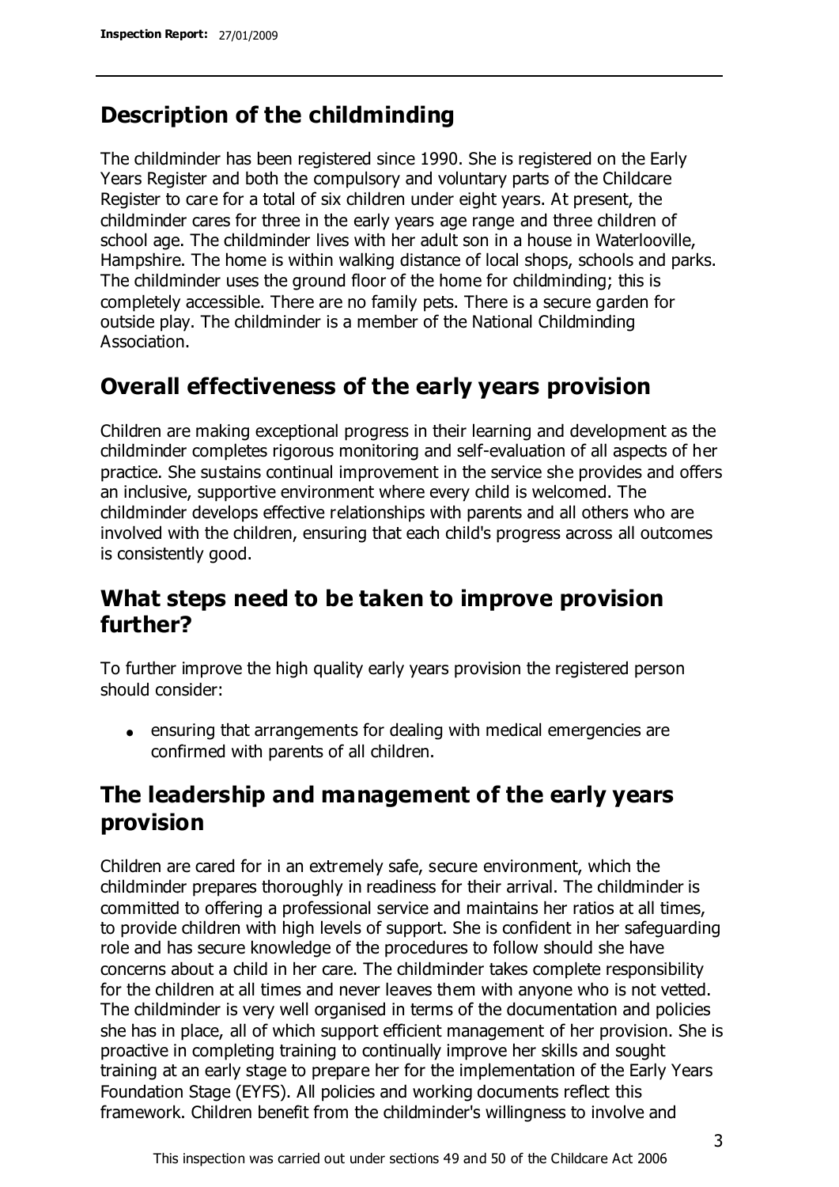## Description of the childminding

The childminder has been registered since 1990. She is registered on the Early Years Register and both the compulsory and voluntary parts of the Childcare Register to care for a total of six children under eight years. At present, the childminder cares for three in the early years age range and three children of school age. The childminder lives with her adult son in a house in Waterlooville, Hampshire. The home is within walking distance of local shops, schools and parks. The childminder uses the ground floor of the home for childminding; this is completely accessible. There are no family pets. There is a secure garden for outside play. The childminder is a member of the National Childminding Association.

## Overall effectiveness of the early years provision

Children are making exceptional progress in their learning and development as the childminder completes rigorous monitoring and self-evaluation of all aspects of her practice. She sustains continual improvement in the service she provides and offers an inclusive, supportive environment where every child is welcomed. The childminder develops effective relationships with parents and all others who are involved with the children, ensuring that each child's progress across all outcomes is consistently good.

## What steps need to be taken to improve provision further?

To further improve the high quality early years provision the registered person should consider:

- ensuring that arrangements for dealing with medical emergencies are confirmed with parents of all children.

## The leadership and management of the early years provision

Children are cared for in an extremely safe, secure environment, which the childminder prepares thoroughly in readiness for their arrival. The childminder is committed to offering a professional service and maintains her ratios at all times, to provide children with high levels of support. She is confident in her safeguarding role and has secure knowledge of the procedures to follow should she have concerns about a child in her care. The childminder takes complete responsibility for the children at all times and never leaves them with anyone who is not vetted. The childminder is very well organised in terms of the documentation and policies she has in place, all of which support efficient management of her provision. She is proactive in completing training to continually improve her skills and sought training at an early stage to prepare her for the implementation of the Early Years Foundation Stage (EYFS). All policies and working documents reflect this framework. Children benefit from the childminder's willingness to involve and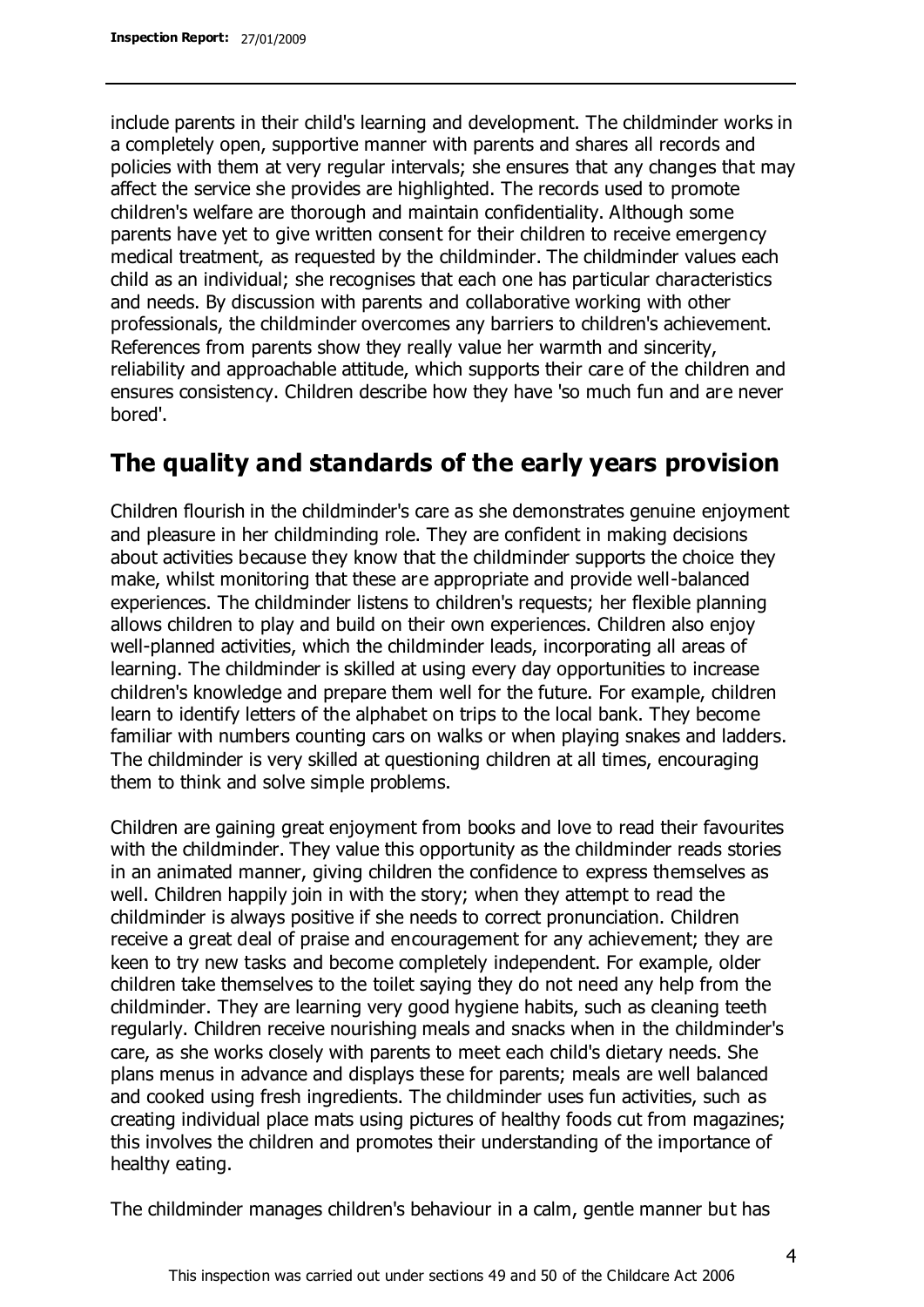include parents in their child's learning and development. The childminder works in a completely open, supportive manner with parents and shares all records and policies with them at very regular intervals; she ensures that any changes that may affect the service she provides are highlighted. The records used to promote children's welfare are thorough and maintain confidentiality. Although some parents have yet to give written consent for their children to receive emergency medical treatment, as requested by the childminder. The childminder values each child as an individual; she recognises that each one has particular characteristics and needs. By discussion with parents and collaborative working with other professionals, the childminder overcomes any barriers to children's achievement. References from parents show they really value her warmth and sincerity, reliability and approachable attitude, which supports their care of the children and ensures consistency. Children describe how they have 'so much fun and are never bored'.

## The quality and standards of the early years provision

Children flourish in the childminder's care as she demonstrates genuine enjoyment and pleasure in her childminding role. They are confident in making decisions about activities because they know that the childminder supports the choice they make, whilst monitoring that these are appropriate and provide well-balanced experiences. The childminder listens to children's requests; her flexible planning allows children to play and build on their own experiences. Children also enjoy well-planned activities, which the childminder leads, incorporating all areas of learning. The childminder is skilled at using every day opportunities to increase children's knowledge and prepare them well for the future. For example, children learn to identify letters of the alphabet on trips to the local bank. They become familiar with numbers counting cars on walks or when playing snakes and ladders. The childminder is very skilled at questioning children at all times, encouraging them to think and solve simple problems.

Children are gaining great enjoyment from books and love to read their favourites with the childminder. They value this opportunity as the childminder reads stories in an animated manner, giving children the confidence to express themselves as well. Children happily join in with the story; when they attempt to read the childminder is always positive if she needs to correct pronunciation. Children receive a great deal of praise and encouragement for any achievement; they are keen to try new tasks and become completely independent. For example, older children take themselves to the toilet saying they do not need any help from the childminder. They are learning very good hygiene habits, such as cleaning teeth regularly. Children receive nourishing meals and snacks when in the childminder's care, as she works closely with parents to meet each child's dietary needs. She plans menus in advance and displays these for parents; meals are well balanced and cooked using fresh ingredients. The childminder uses fun activities, such as creating individual place mats using pictures of healthy foods cut from magazines; this involves the children and promotes their understanding of the importance of healthy eating.

The childminder manages children's behaviour in a calm, gentle manner but has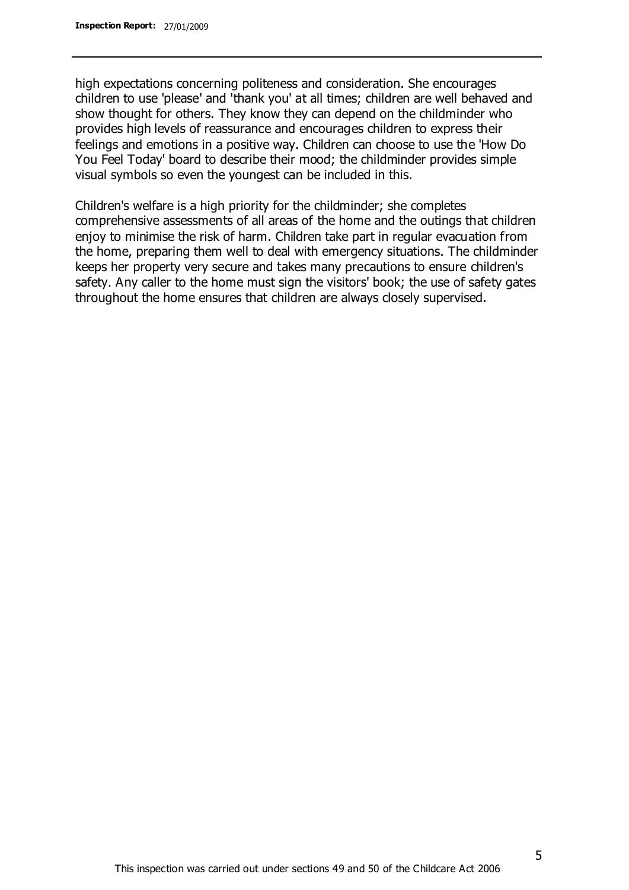high expectations concerning politeness and consideration. She encourages children to use 'please' and 'thank you' at all times; children are well behaved and show thought for others. They know they can depend on the childminder who provides high levels of reassurance and encourages children to express their feelings and emotions in a positive way. Children can choose to use the 'How Do You Feel Today' board to describe their mood; the childminder provides simple visual symbols so even the youngest can be included in this.

Children's welfare is a high priority for the childminder; she completes comprehensive assessments of all areas of the home and the outings that children enjoy to minimise the risk of harm. Children take part in regular evacuation from the home, preparing them well to deal with emergency situations. The childminder keeps her property very secure and takes many precautions to ensure children's safety. Any caller to the home must sign the visitors' book; the use of safety gates throughout the home ensures that children are always closely supervised.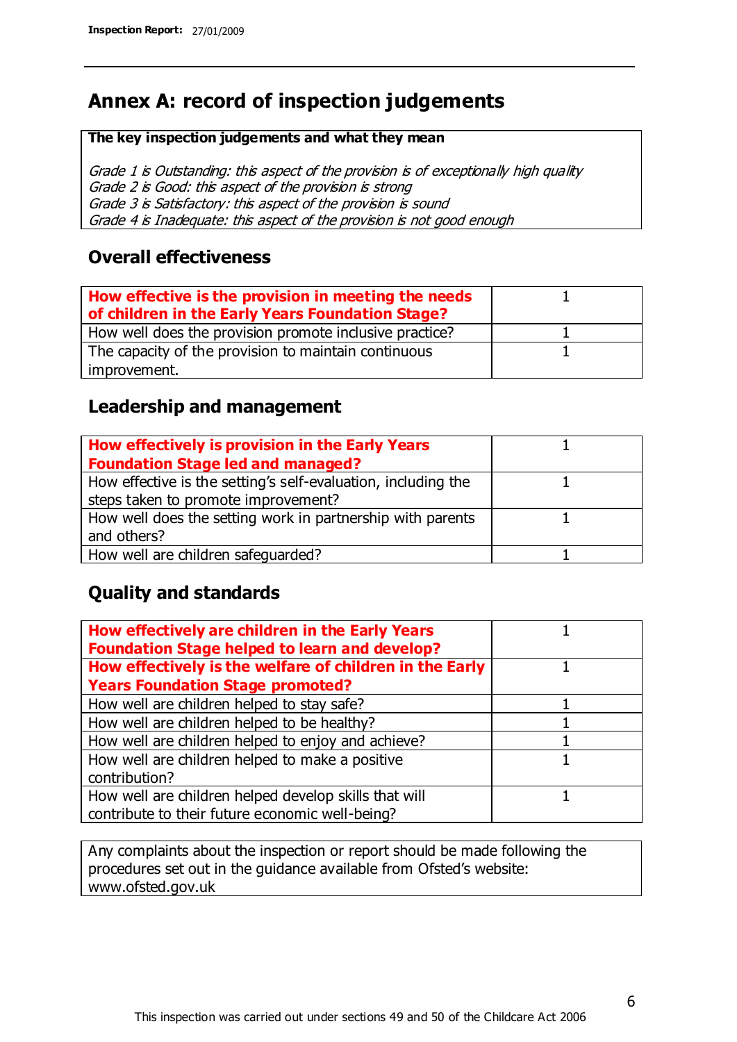## Annex A: record of inspection judgements

| The key inspection judgements and what they mean |
|---|
| *Grade 1 is Outstanding: this aspect of the provision is of exceptionally high quality*<br>*Grade 2 is Good: this aspect of the provision is strong*<br>*Grade 3 is Satisfactory: this aspect of the provision is sound*<br>*Grade 4 is Inadequate: this aspect of the provision is not good enough* |

### Overall effectiveness

| | |
|---|---|
| **How effective is the provision in meeting the needs of children in the Early Years Foundation Stage?** | 1 |
| How well does the provision promote inclusive practice? | 1 |
| The capacity of the provision to maintain continuous improvement. | 1 |

### Leadership and management

| | |
|---|---|
| **How effectively is provision in the Early Years Foundation Stage led and managed?** | 1 |
| How effective is the setting's self-evaluation, including the steps taken to promote improvement? | 1 |
| How well does the setting work in partnership with parents and others? | 1 |
| How well are children safeguarded? | 1 |

### Quality and standards

| | |
|---|---|
| **How effectively are children in the Early Years Foundation Stage helped to learn and develop?** | 1 |
| **How effectively is the welfare of children in the Early Years Foundation Stage promoted?** | 1 |
| How well are children helped to stay safe? | 1 |
| How well are children helped to be healthy? | 1 |
| How well are children helped to enjoy and achieve? | 1 |
| How well are children helped to make a positive contribution? | 1 |
| How well are children helped develop skills that will contribute to their future economic well-being? | 1 |

Any complaints about the inspection or report should be made following the procedures set out in the guidance available from Ofsted's website: www.ofsted.gov.uk

This inspection was carried out under sections 49 and 50 of the Childcare Act 2006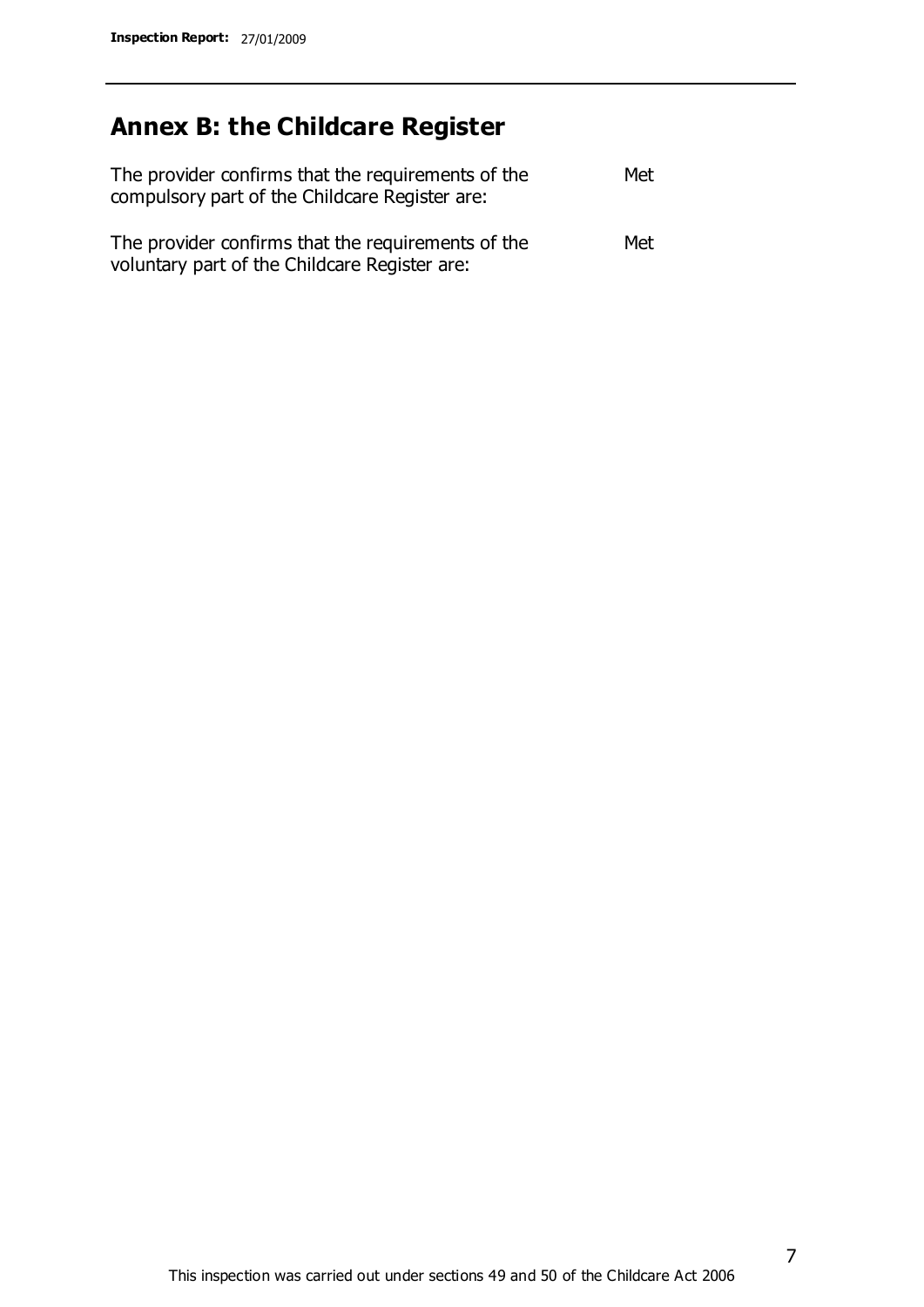## Annex B: the Childcare Register

| | |
|---|---|
| The provider confirms that the requirements of the compulsory part of the Childcare Register are: | Met |
| The provider confirms that the requirements of the voluntary part of the Childcare Register are: | Met |

This inspection was carried out under sections 49 and 50 of the Childcare Act 2006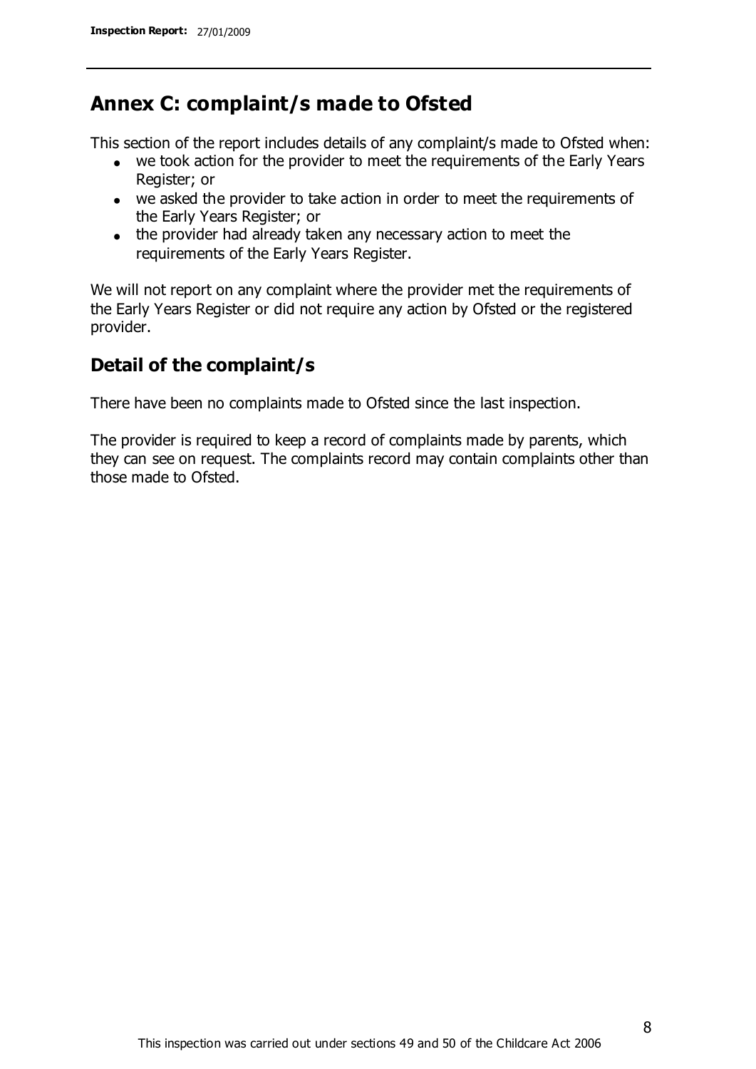## Annex C: complaint/s made to Ofsted

This section of the report includes details of any complaint/s made to Ofsted when:

- we took action for the provider to meet the requirements of the Early Years Register; or
- we asked the provider to take action in order to meet the requirements of the Early Years Register; or
- the provider had already taken any necessary action to meet the requirements of the Early Years Register.

We will not report on any complaint where the provider met the requirements of the Early Years Register or did not require any action by Ofsted or the registered provider.

### Detail of the complaint/s

There have been no complaints made to Ofsted since the last inspection.

The provider is required to keep a record of complaints made by parents, which they can see on request. The complaints record may contain complaints other than those made to Ofsted.